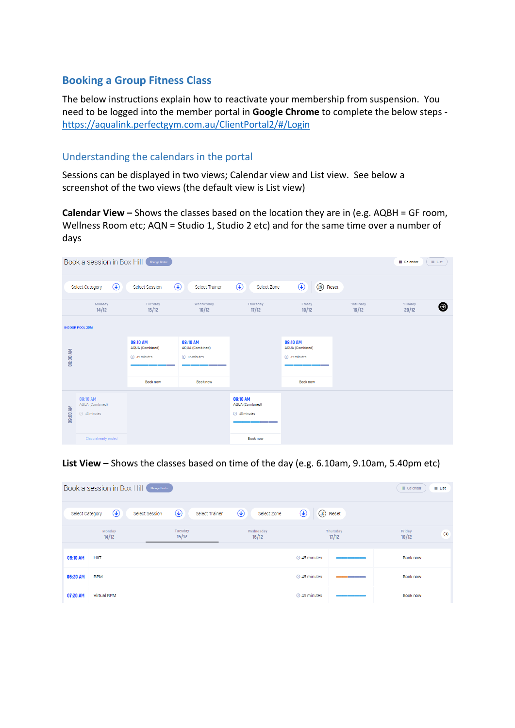## Booking a Group Fitness Class

The below instructions explain how to reactivate your membership from suspension. You need to be logged into the member portal in **Google Chrome** to complete the below steps - https://aqualink.perfectgym.com.au/ClientPortal2/#/Login

### Understanding the calendars in the portal

Sessions can be displayed in two views; Calendar view and List view. See below a screenshot of the two views (the default view is List view)

**Calendar View –** Shows the classes based on the location they are in (e.g. AQBH = GF room, Wellness Room etc; AQN = Studio 1, Studio 2 etc) and for the same time over a number of days

**List View –** Shows the classes based on time of the day (e.g. 6.10am, 9.10am, 5.40pm etc)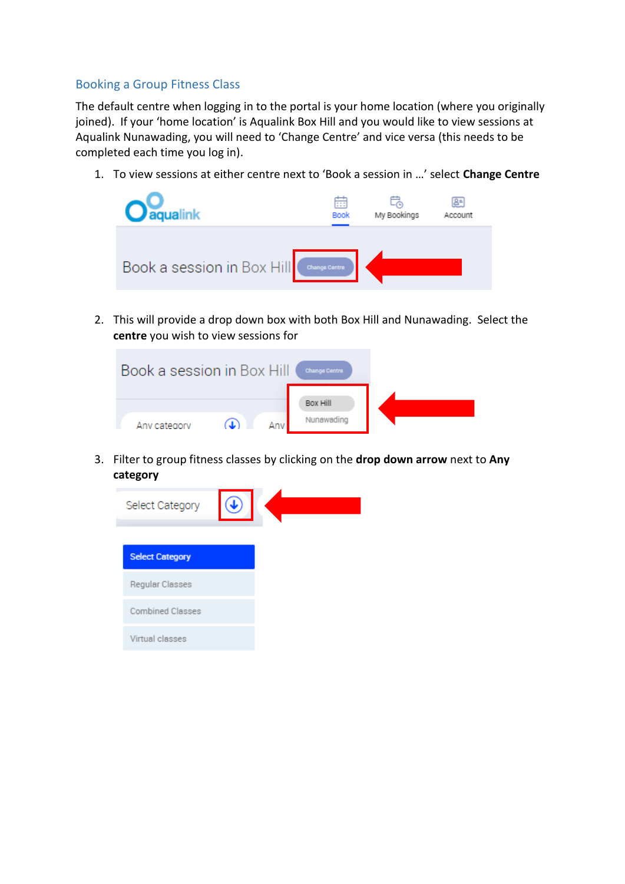## Booking a Group Fitness Class

The default centre when logging in to the portal is your home location (where you originally joined). If your 'home location' is Aqualink Box Hill and you would like to view sessions at Aqualink Nunawading, you will need to 'Change Centre' and vice versa (this needs to be completed each time you log in).

1. To view sessions at either centre next to 'Book a session in …' select **Change Centre**

2. This will provide a drop down box with both Box Hill and Nunawading. Select the **centre** you wish to view sessions for

3. Filter to group fitness classes by clicking on the **drop down arrow** next to **Any category**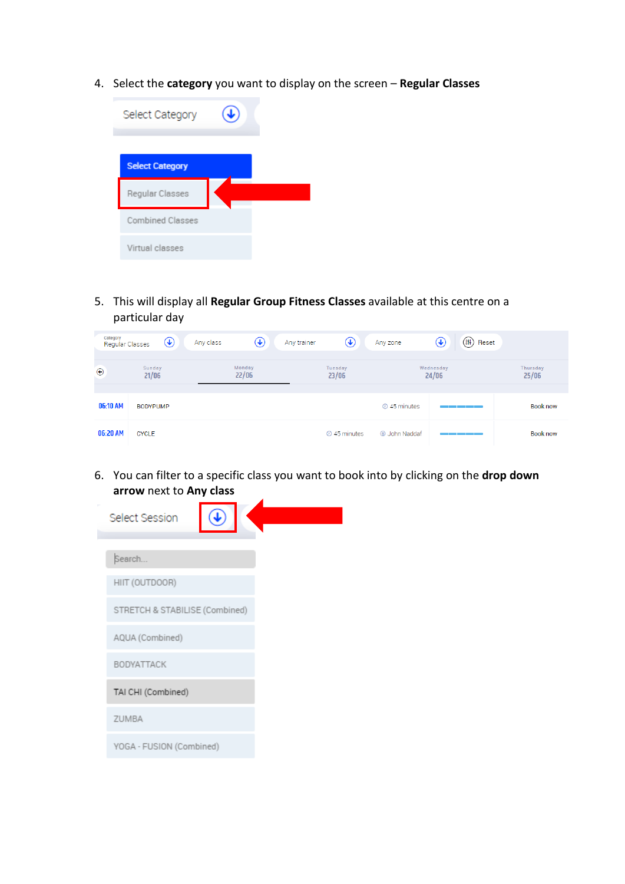4. Select the **category** you want to display on the screen – **Regular Classes**

Select Category

Select Category

Regular Classes

Combined Classes

Virtual classes

5. This will display all **Regular Group Fitness Classes** available at this centre on a particular day

Category Regular Classes | Any class | Any trainer | Any zone | Reset

| Sunday 21/06 | Monday 22/06 | Tuesday 23/06 | Wednesday 24/06 | Thursday 25/06 |
|---|---|---|---|---|

| Time | Class | Duration | Trainer | | |
|---|---|---|---|---|---|
| 06:10 AM | BODYPUMP | 45 minutes | | | Book now |
| 06:20 AM | CYCLE | 45 minutes | John Naddaf | | Book now |

6. You can filter to a specific class you want to book into by clicking on the **drop down arrow** next to **Any class**

Select Session

Search...

HIIT (OUTDOOR)

STRETCH & STABILISE (Combined)

AQUA (Combined)

BODYATTACK

TAI CHI (Combined)

ZUMBA

YOGA - FUSION (Combined)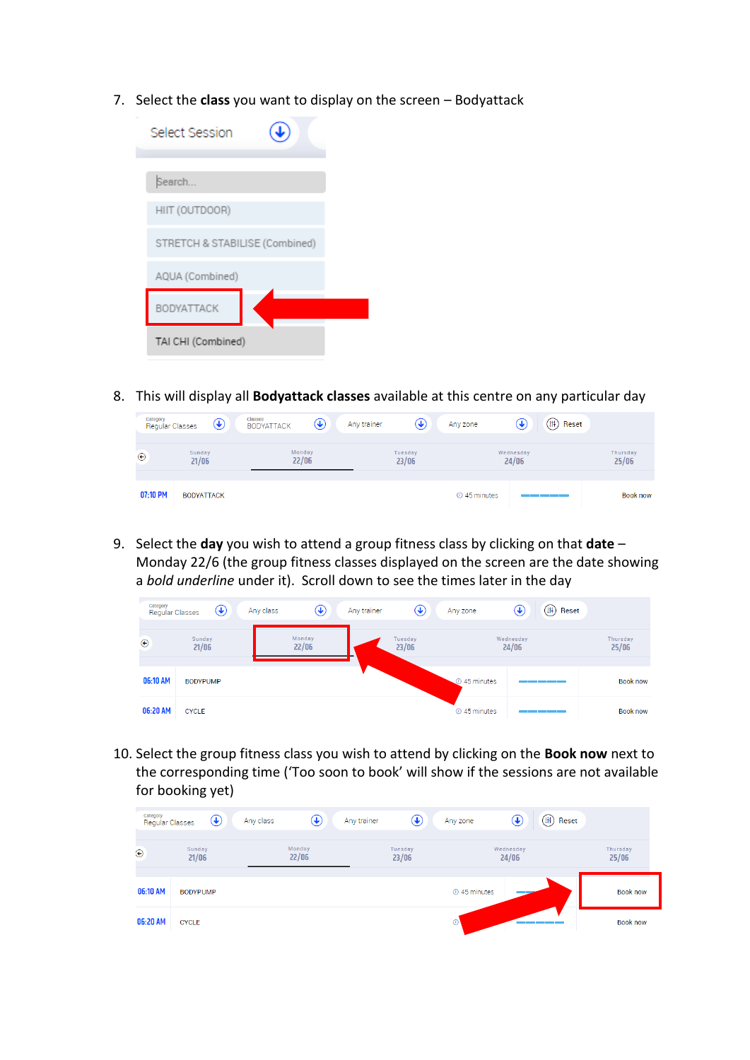7. Select the **class** you want to display on the screen – Bodyattack

8. This will display all **Bodyattack classes** available at this centre on any particular day

9. Select the **day** you wish to attend a group fitness class by clicking on that **date** – Monday 22/6 (the group fitness classes displayed on the screen are the date showing a ***bold underline*** under it). Scroll down to see the times later in the day

10. Select the group fitness class you wish to attend by clicking on the **Book now** next to the corresponding time ('Too soon to book' will show if the sessions are not available for booking yet)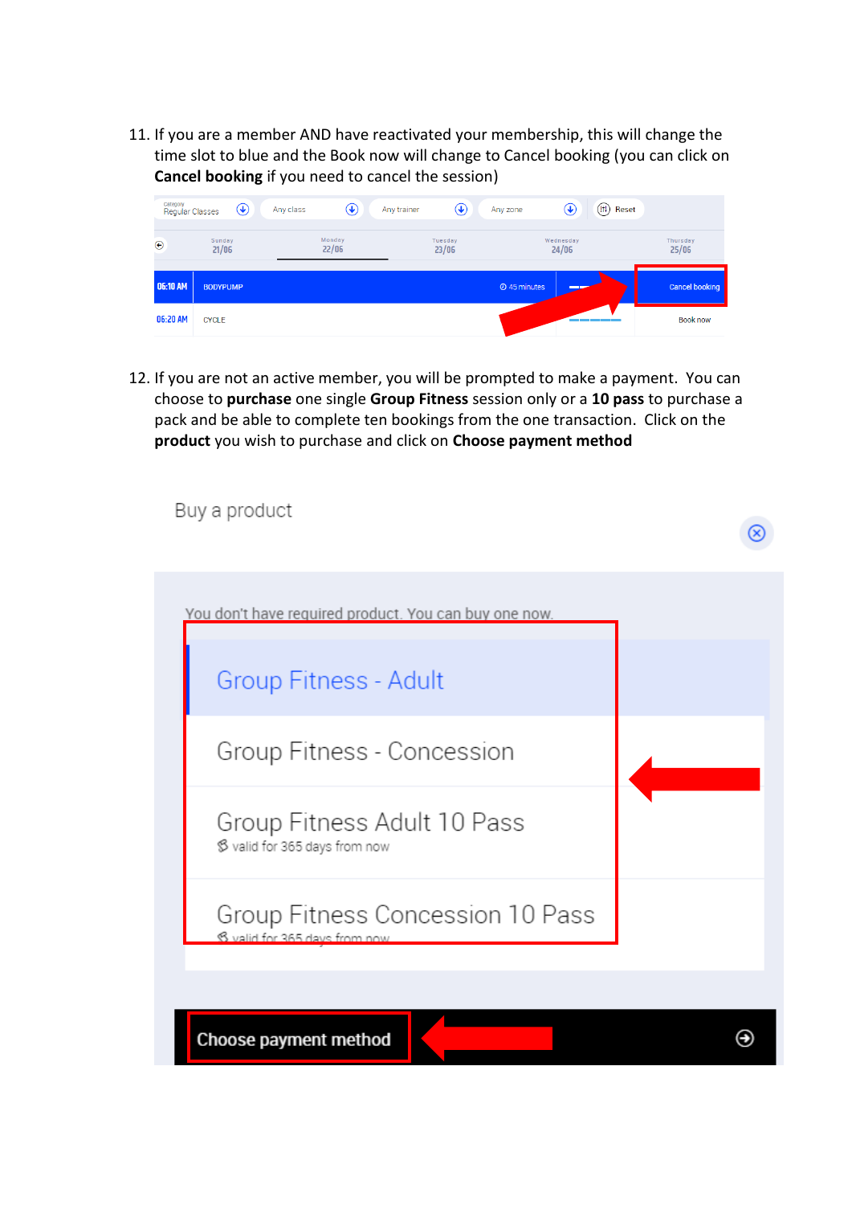11. If you are a member AND have reactivated your membership, this will change the time slot to blue and the Book now will change to Cancel booking (you can click on **Cancel booking** if you need to cancel the session)

12. If you are not an active member, you will be prompted to make a payment. You can choose to **purchase** one single **Group Fitness** session only or a **10 pass** to purchase a pack and be able to complete ten bookings from the one transaction. Click on the **product** you wish to purchase and click on **Choose payment method**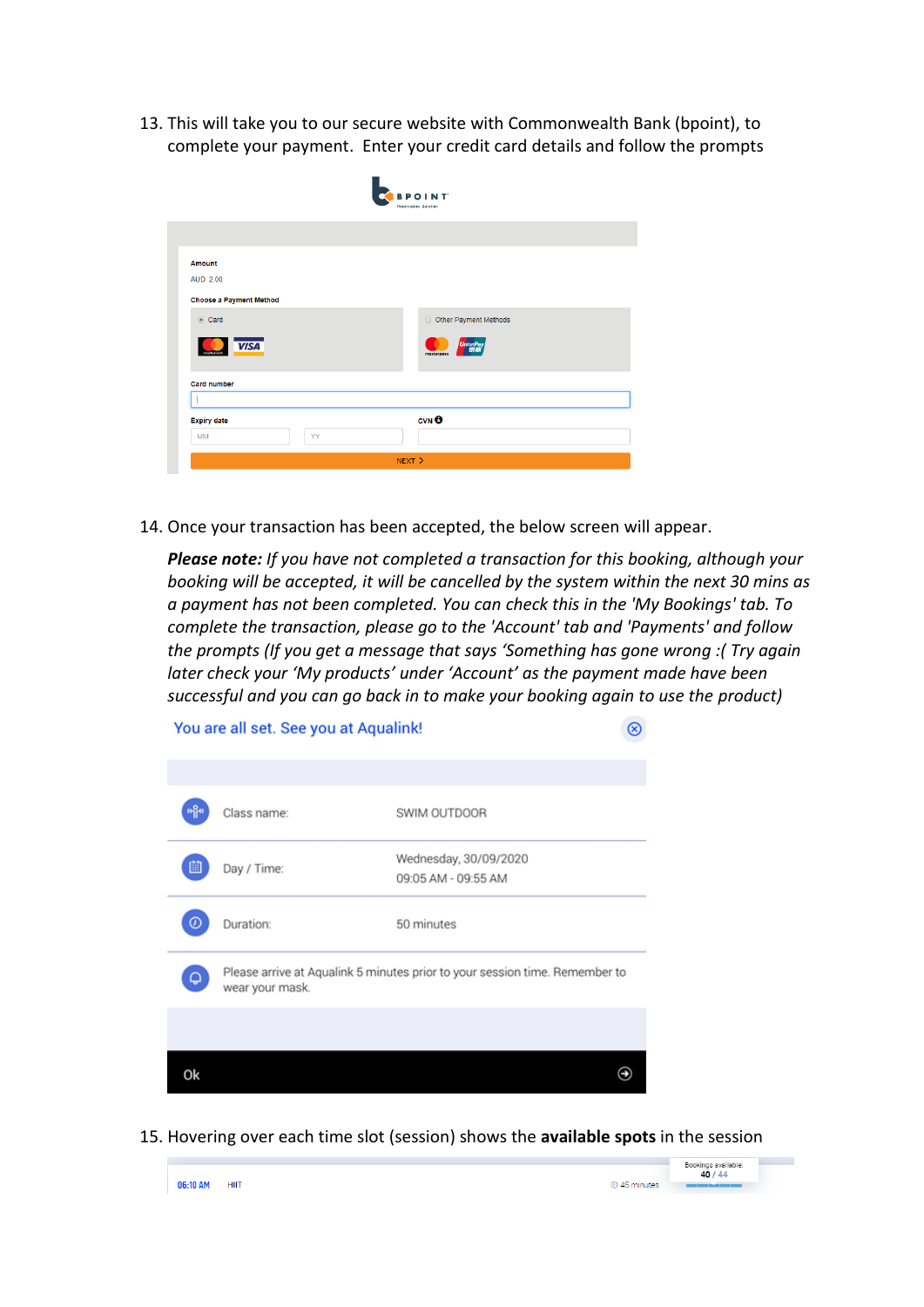13. This will take you to our secure website with Commonwealth Bank (bpoint), to complete your payment. Enter your credit card details and follow the prompts

BPOINT

Amount
AUD 2.00

Choose a Payment Method

Card

Other Payment Methods

Card number

Expiry date

MM YY

CVN

NEXT >

14. Once your transaction has been accepted, the below screen will appear.

    ***Please note:*** *If you have not completed a transaction for this booking, although your booking will be accepted, it will be cancelled by the system within the next 30 mins as a payment has not been completed. You can check this in the 'My Bookings' tab. To complete the transaction, please go to the 'Account' tab and 'Payments' and follow the prompts (If you get a message that says 'Something has gone wrong :( Try again later check your 'My products' under 'Account' as the payment made have been successful and you can go back in to make your booking again to use the product)*

You are all set. See you at Aqualink!

Class name: SWIM OUTDOOR

Day / Time: Wednesday, 30/09/2020
09:05 AM - 09:55 AM

Duration: 50 minutes

Please arrive at Aqualink 5 minutes prior to your session time. Remember to wear your mask.

Ok

15. Hovering over each time slot (session) shows the **available spots** in the session

06:10 AM HIIT 45 minutes

Bookings available:
40 / 44